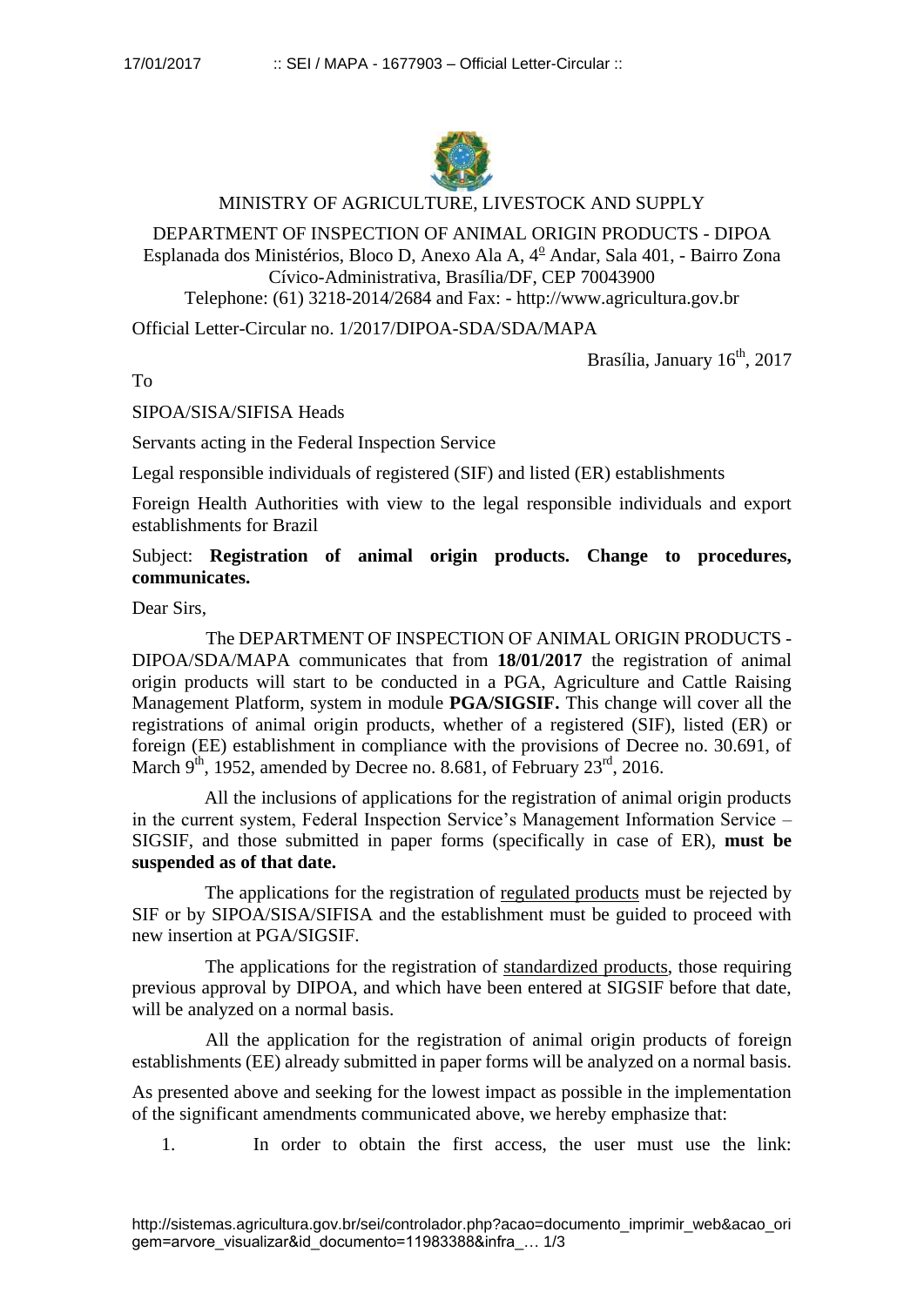MINISTRY OF AGRICULTURE, LIVESTOCK AND SUPPLY

DEPARTMENT OF INSPECTION OF ANIMAL ORIGIN PRODUCTS - DIPOA
Esplanada dos Ministérios, Bloco D, Anexo Ala A, 4º Andar, Sala 401, - Bairro Zona Cívico-Administrativa, Brasília/DF, CEP 70043900
Telephone: (61) 3218-2014/2684 and Fax: - http://www.agricultura.gov.br

Official Letter-Circular no. 1/2017/DIPOA-SDA/SDA/MAPA

Brasília, January 16th, 2017

To

SIPOA/SISA/SIFISA Heads

Servants acting in the Federal Inspection Service

Legal responsible individuals of registered (SIF) and listed (ER) establishments

Foreign Health Authorities with view to the legal responsible individuals and export establishments for Brazil

Subject: **Registration of animal origin products. Change to procedures, communicates.**

Dear Sirs,

The DEPARTMENT OF INSPECTION OF ANIMAL ORIGIN PRODUCTS - DIPOA/SDA/MAPA communicates that from **18/01/2017** the registration of animal origin products will start to be conducted in a PGA, Agriculture and Cattle Raising Management Platform, system in module **PGA/SIGSIF.** This change will cover all the registrations of animal origin products, whether of a registered (SIF), listed (ER) or foreign (EE) establishment in compliance with the provisions of Decree no. 30.691, of March 9th, 1952, amended by Decree no. 8.681, of February 23rd, 2016.

All the inclusions of applications for the registration of animal origin products in the current system, Federal Inspection Service's Management Information Service – SIGSIF, and those submitted in paper forms (specifically in case of ER), **must be suspended as of that date.**

The applications for the registration of regulated products must be rejected by SIF or by SIPOA/SISA/SIFISA and the establishment must be guided to proceed with new insertion at PGA/SIGSIF.

The applications for the registration of standardized products, those requiring previous approval by DIPOA, and which have been entered at SIGSIF before that date, will be analyzed on a normal basis.

All the application for the registration of animal origin products of foreign establishments (EE) already submitted in paper forms will be analyzed on a normal basis.

As presented above and seeking for the lowest impact as possible in the implementation of the significant amendments communicated above, we hereby emphasize that:

1. In order to obtain the first access, the user must use the link: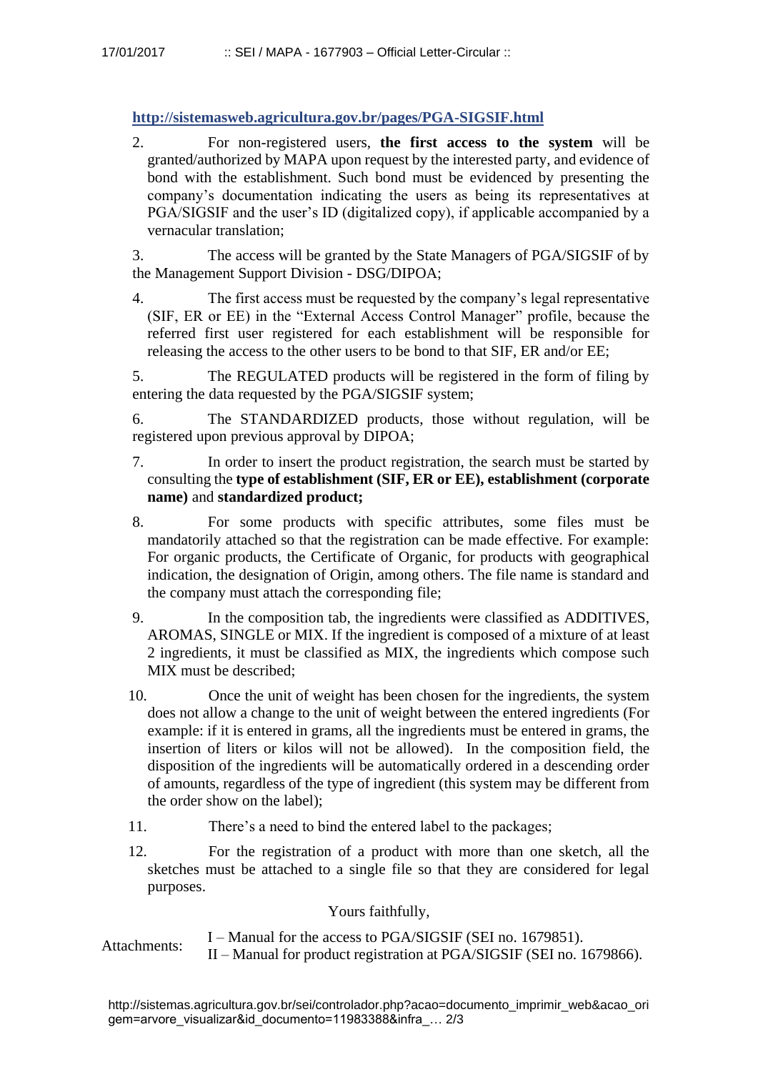http://sistemasweb.agricultura.gov.br/pages/PGA-SIGSIF.html

2. For non-registered users, **the first access to the system** will be granted/authorized by MAPA upon request by the interested party, and evidence of bond with the establishment. Such bond must be evidenced by presenting the company's documentation indicating the users as being its representatives at PGA/SIGSIF and the user's ID (digitalized copy), if applicable accompanied by a vernacular translation;

3. The access will be granted by the State Managers of PGA/SIGSIF of by the Management Support Division - DSG/DIPOA;

4. The first access must be requested by the company's legal representative (SIF, ER or EE) in the "External Access Control Manager" profile, because the referred first user registered for each establishment will be responsible for releasing the access to the other users to be bond to that SIF, ER and/or EE;

5. The REGULATED products will be registered in the form of filing by entering the data requested by the PGA/SIGSIF system;

6. The STANDARDIZED products, those without regulation, will be registered upon previous approval by DIPOA;

7. In order to insert the product registration, the search must be started by consulting the **type of establishment (SIF, ER or EE), establishment (corporate name)** and **standardized product;**

8. For some products with specific attributes, some files must be mandatorily attached so that the registration can be made effective. For example: For organic products, the Certificate of Organic, for products with geographical indication, the designation of Origin, among others. The file name is standard and the company must attach the corresponding file;

9. In the composition tab, the ingredients were classified as ADDITIVES, AROMAS, SINGLE or MIX. If the ingredient is composed of a mixture of at least 2 ingredients, it must be classified as MIX, the ingredients which compose such MIX must be described;

10. Once the unit of weight has been chosen for the ingredients, the system does not allow a change to the unit of weight between the entered ingredients (For example: if it is entered in grams, all the ingredients must be entered in grams, the insertion of liters or kilos will not be allowed). In the composition field, the disposition of the ingredients will be automatically ordered in a descending order of amounts, regardless of the type of ingredient (this system may be different from the order show on the label);

11. There's a need to bind the entered label to the packages;

12. For the registration of a product with more than one sketch, all the sketches must be attached to a single file so that they are considered for legal purposes.

Yours faithfully,

Attachments:
I – Manual for the access to PGA/SIGSIF (SEI no. 1679851).
II – Manual for product registration at PGA/SIGSIF (SEI no. 1679866).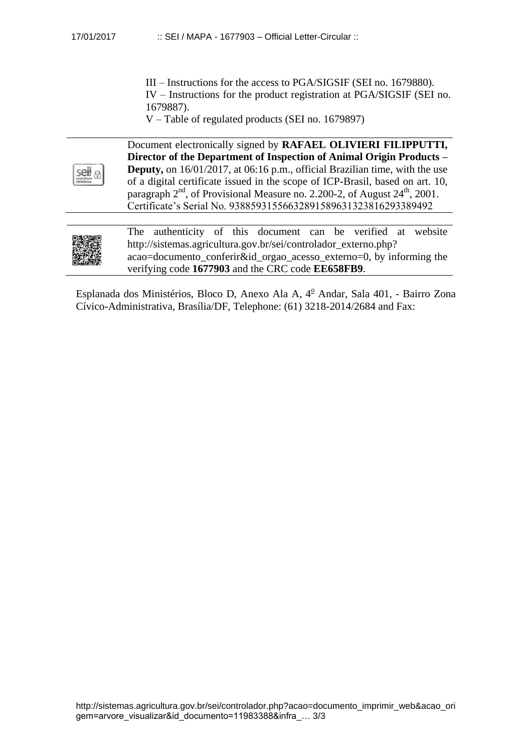III – Instructions for the access to PGA/SIGSIF (SEI no. 1679880).
IV – Instructions for the product registration at PGA/SIGSIF (SEI no. 1679887).
V – Table of regulated products (SEI no. 1679897)

---

Document electronically signed by **RAFAEL OLIVIERI FILIPPUTTI, Director of the Department of Inspection of Animal Origin Products – Deputy,** on 16/01/2017, at 06:16 p.m., official Brazilian time, with the use of a digital certificate issued in the scope of ICP-Brasil, based on art. 10, paragraph 2nd, of Provisional Measure no. 2.200-2, of August 24th, 2001. Certificate's Serial No. 93885931556632891589631323816293389492

---

The authenticity of this document can be verified at website http://sistemas.agricultura.gov.br/sei/controlador_externo.php?acao=documento_conferir&id_orgao_acesso_externo=0, by informing the verifying code **1677903** and the CRC code **EE658FB9**.

---

Esplanada dos Ministérios, Bloco D, Anexo Ala A, 4º Andar, Sala 401, - Bairro Zona Cívico-Administrativa, Brasília/DF, Telephone: (61) 3218-2014/2684 and Fax: